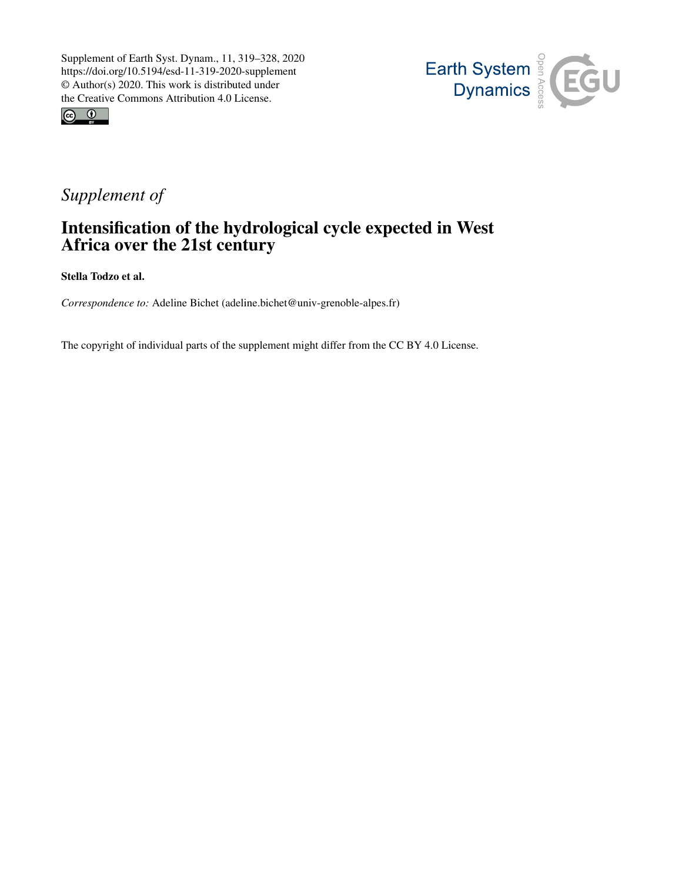Supplement of Earth Syst. Dynam., 11, 319–328, 2020
https://doi.org/10.5194/esd-11-319-2020-supplement
© Author(s) 2020. This work is distributed under
the Creative Commons Attribution 4.0 License.

*Supplement of*

# Intensification of the hydrological cycle expected in West Africa over the 21st century

**Stella Todzo et al.**

*Correspondence to:* Adeline Bichet (adeline.bichet@univ-grenoble-alpes.fr)

The copyright of individual parts of the supplement might differ from the CC BY 4.0 License.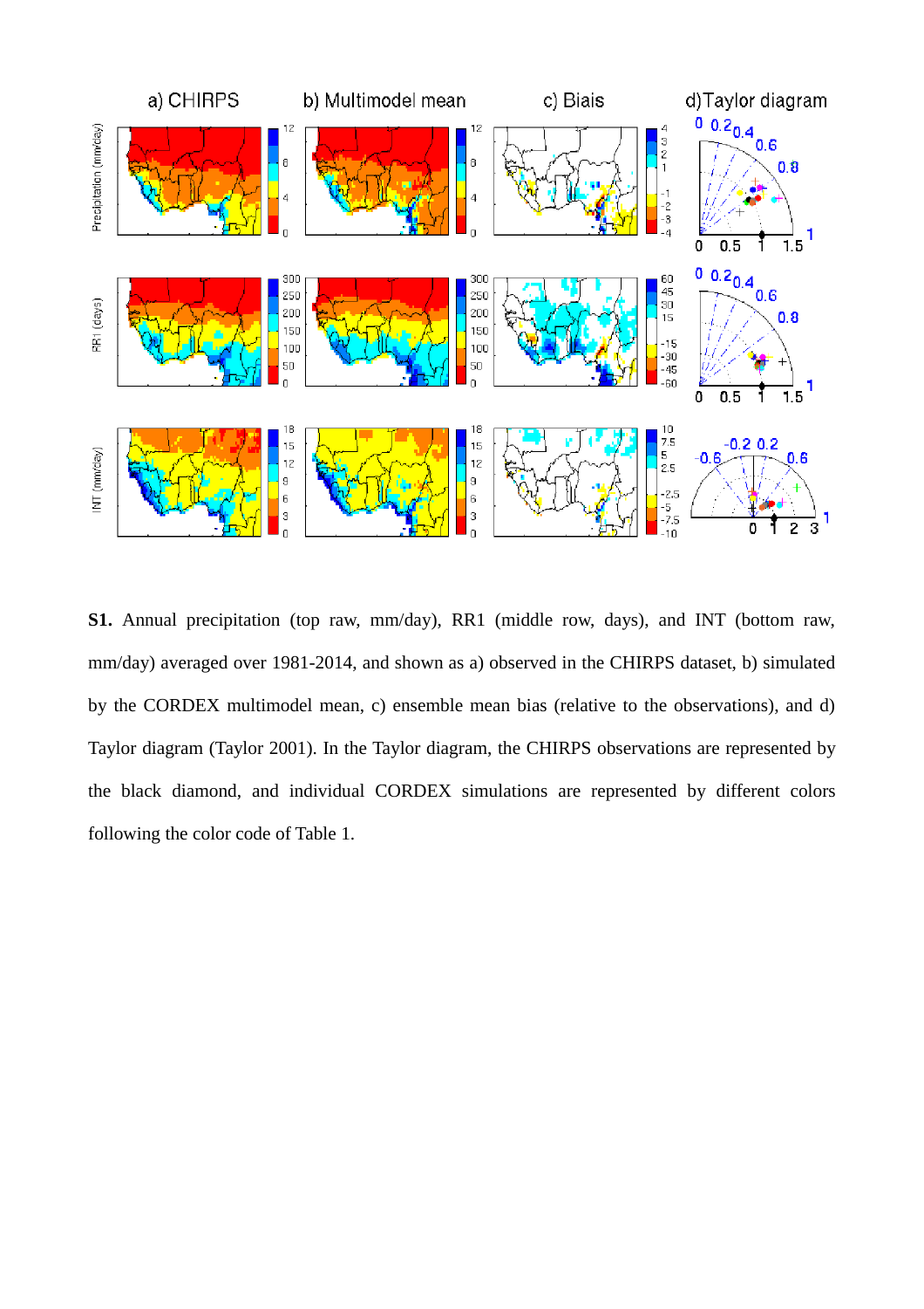**S1.** Annual precipitation (top raw, mm/day), RR1 (middle row, days), and INT (bottom raw, mm/day) averaged over 1981-2014, and shown as a) observed in the CHIRPS dataset, b) simulated by the CORDEX multimodel mean, c) ensemble mean bias (relative to the observations), and d) Taylor diagram (Taylor 2001). In the Taylor diagram, the CHIRPS observations are represented by the black diamond, and individual CORDEX simulations are represented by different colors following the color code of Table 1.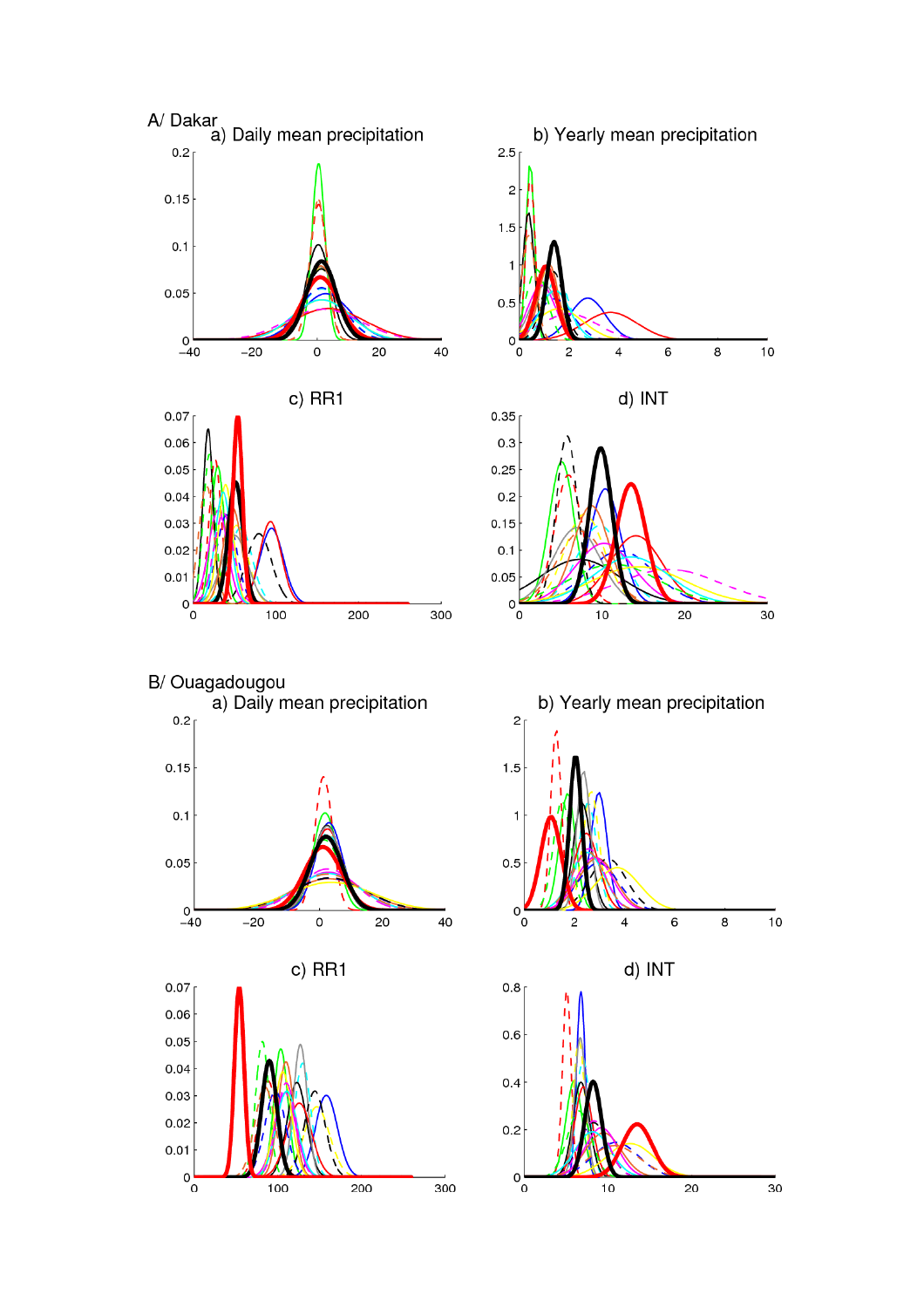A/ Dakar

a) Daily mean precipitation

b) Yearly mean precipitation

c) RR1

d) INT

B/ Ouagadougou

a) Daily mean precipitation

b) Yearly mean precipitation

c) RR1

d) INT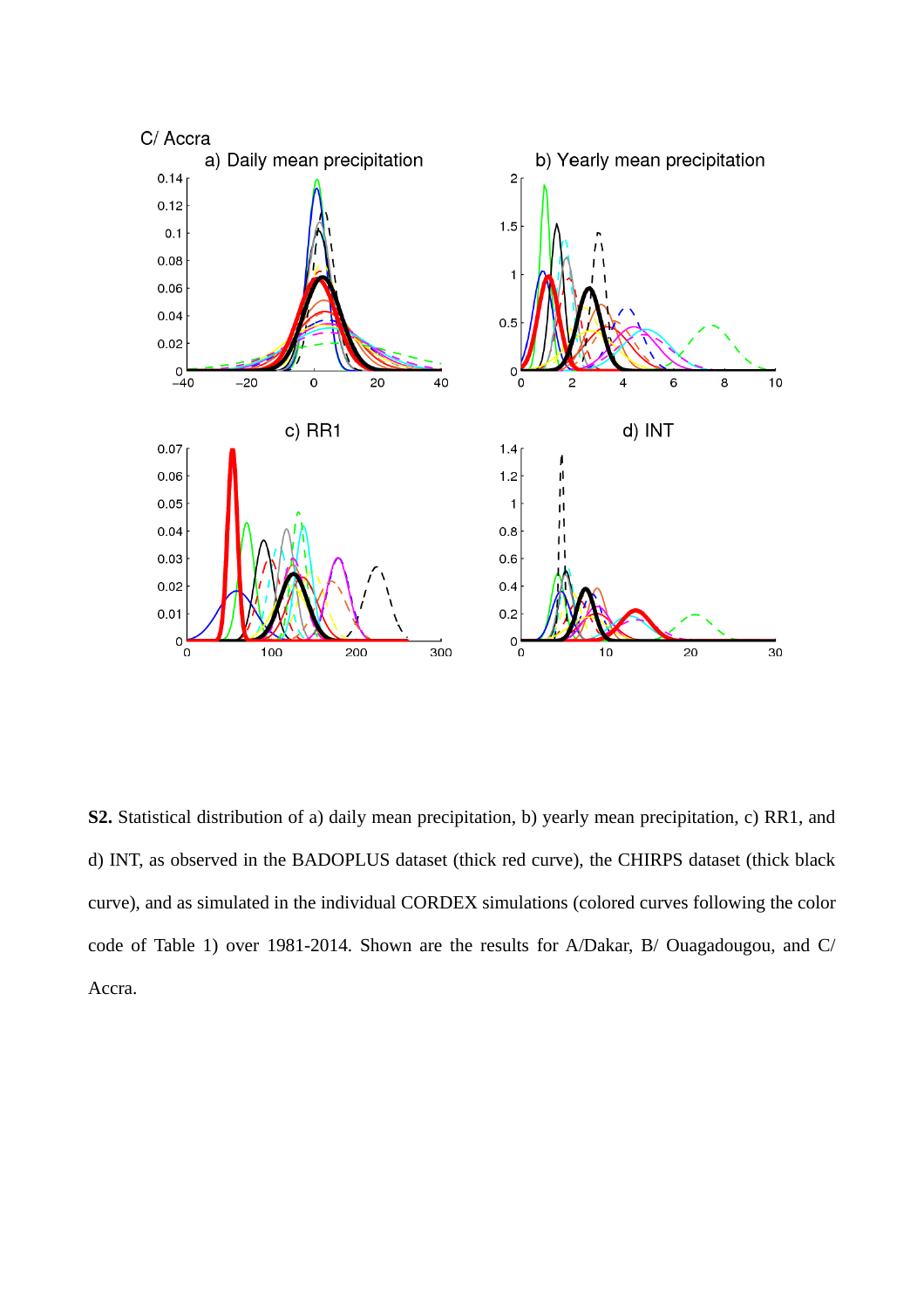C/ Accra

a) Daily mean precipitation

0.14
0.12
0.1
0.08
0.06
0.04
0.02
0
−40 −20 0 20 40

b) Yearly mean precipitation

2
1.5
1
0.5
0
0 2 4 6 8 10

c) RR1

0.07
0.06
0.05
0.04
0.03
0.02
0.01
0
0 100 200 300

d) INT

1.4
1.2
1
0.8
0.6
0.4
0.2
0
0 10 20 30

**S2.** Statistical distribution of a) daily mean precipitation, b) yearly mean precipitation, c) RR1, and d) INT, as observed in the BADOPLUS dataset (thick red curve), the CHIRPS dataset (thick black curve), and as simulated in the individual CORDEX simulations (colored curves following the color code of Table 1) over 1981-2014. Shown are the results for A/Dakar, B/ Ouagadougou, and C/ Accra.